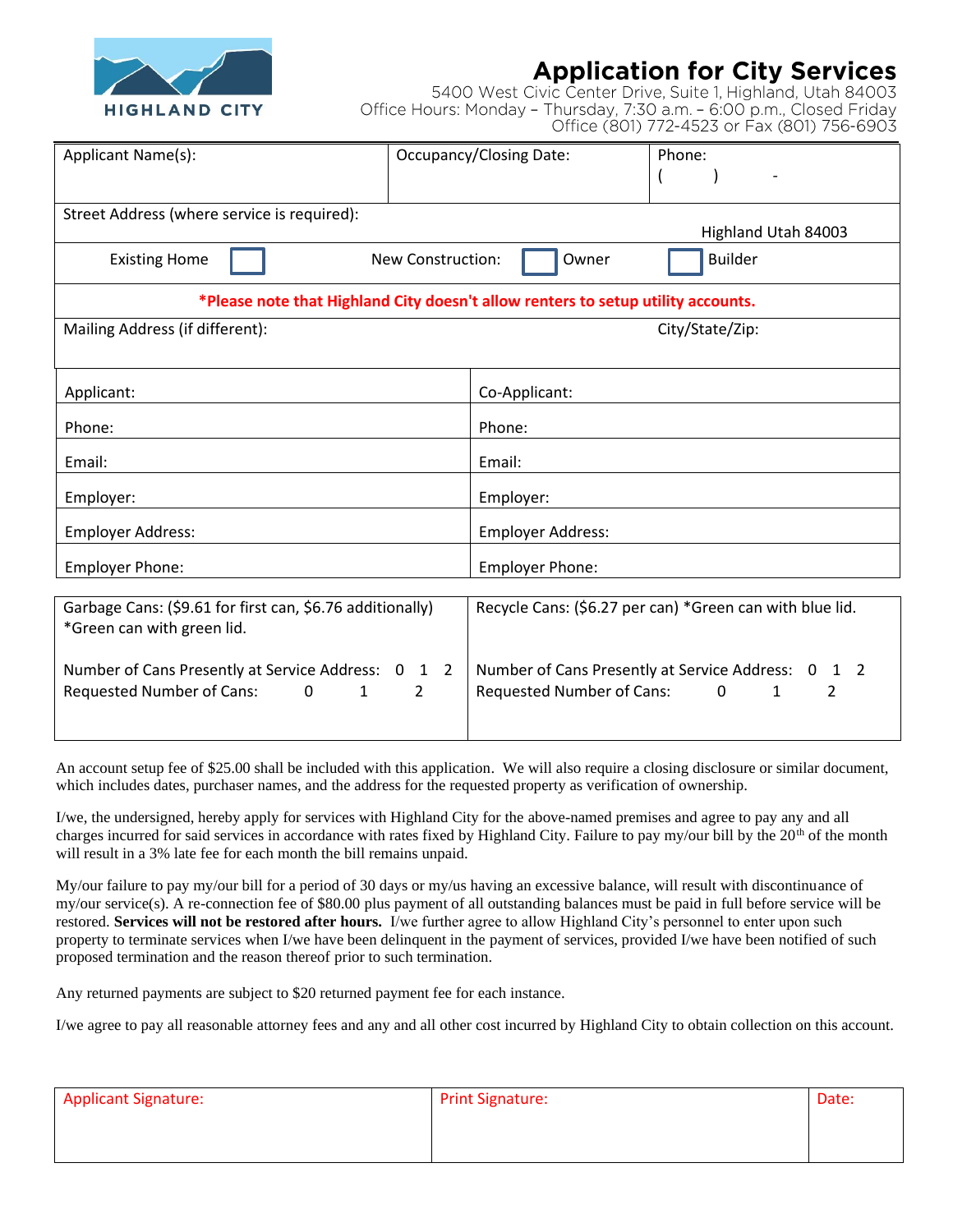HIGHLAND CITY

# Application for City Services

5400 West Civic Center Drive, Suite 1, Highland, Utah 84003
Office Hours: Monday – Thursday, 7:30 a.m. – 6:00 p.m., Closed Friday
Office (801) 772-4523 or Fax (801) 756-6903

| Applicant Name(s): | Occupancy/Closing Date: | Phone: ( ) - |
|---|---|---|
| Street Address (where service is required): | | Highland Utah 84003 |
| Existing Home ☐ | New Construction: ☐ Owner | ☐ Builder |

**\*Please note that Highland City doesn't allow renters to setup utility accounts.**

| Mailing Address (if different): | City/State/Zip: |
|---|---|

| Applicant: | Co-Applicant: |
|---|---|
| Phone: | Phone: |
| Email: | Email: |
| Employer: | Employer: |
| Employer Address: | Employer Address: |
| Employer Phone: | Employer Phone: |

| Garbage Cans: ($9.61 for first can, $6.76 additionally) *Green can with green lid. | Recycle Cans: ($6.27 per can) *Green can with blue lid. |
|---|---|
| Number of Cans Presently at Service Address: 0 1 2 | Number of Cans Presently at Service Address: 0 1 2 |
| Requested Number of Cans: 0 1 2 | Requested Number of Cans: 0 1 2 |

An account setup fee of $25.00 shall be included with this application. We will also require a closing disclosure or similar document, which includes dates, purchaser names, and the address for the requested property as verification of ownership.

I/we, the undersigned, hereby apply for services with Highland City for the above-named premises and agree to pay any and all charges incurred for said services in accordance with rates fixed by Highland City. Failure to pay my/our bill by the 20th of the month will result in a 3% late fee for each month the bill remains unpaid.

My/our failure to pay my/our bill for a period of 30 days or my/us having an excessive balance, will result with discontinuance of my/our service(s). A re-connection fee of $80.00 plus payment of all outstanding balances must be paid in full before service will be restored. **Services will not be restored after hours.** I/we further agree to allow Highland City's personnel to enter upon such property to terminate services when I/we have been delinquent in the payment of services, provided I/we have been notified of such proposed termination and the reason thereof prior to such termination.

Any returned payments are subject to $20 returned payment fee for each instance.

I/we agree to pay all reasonable attorney fees and any and all other cost incurred by Highland City to obtain collection on this account.

| Applicant Signature: | Print Signature: | Date: |
|---|---|---|
| | | |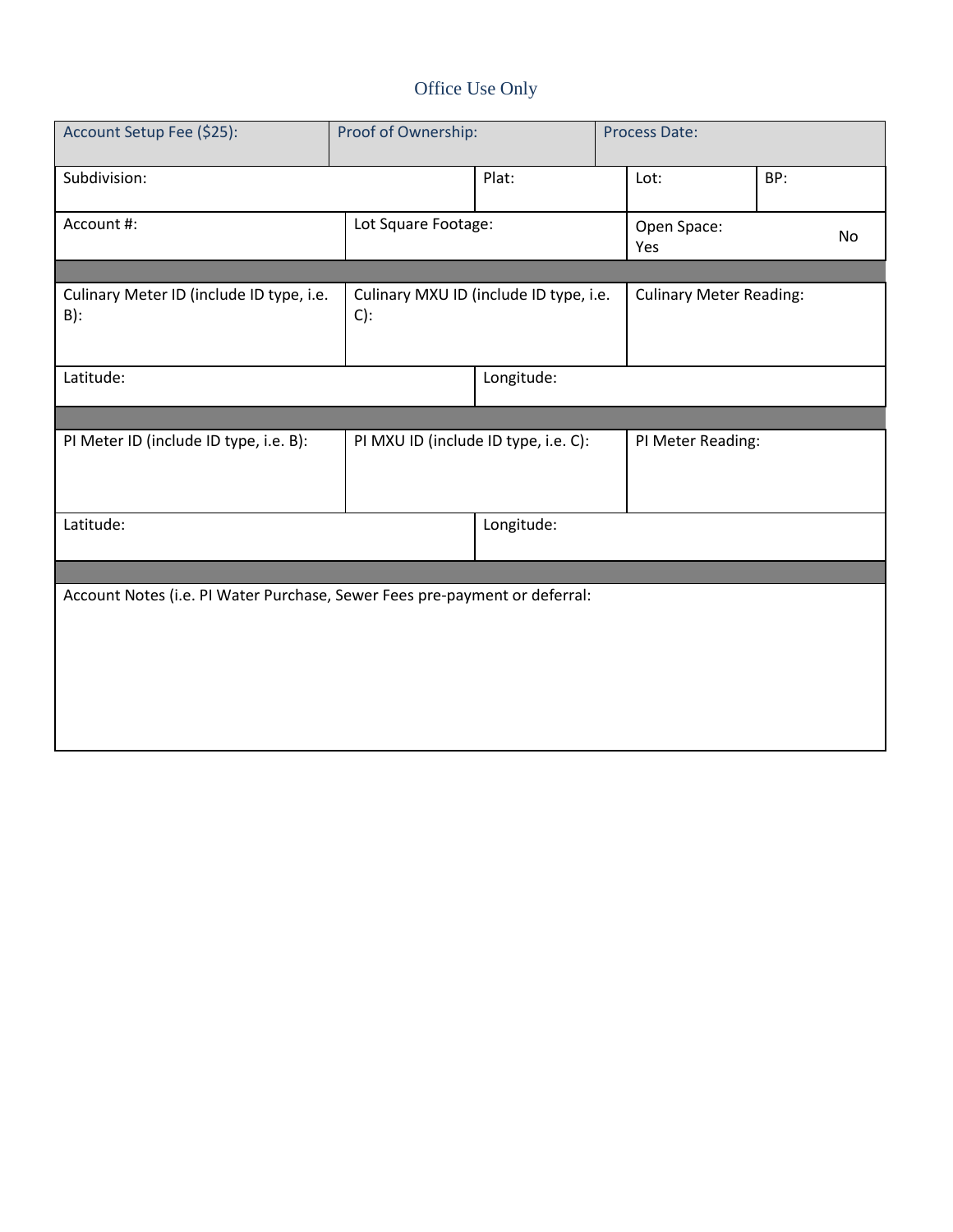## Office Use Only

| | | | |
|---|---|---|---|
| Account Setup Fee ($25): | Proof of Ownership: | Process Date: | |
| Subdivision: | Plat: | Lot: | BP: |
| Account #: | Lot Square Footage: | Open Space: Yes No | |

| | | |
|---|---|---|
| Culinary Meter ID (include ID type, i.e. B): | Culinary MXU ID (include ID type, i.e. C): | Culinary Meter Reading: |
| Latitude: | Longitude: | |

| | | |
|---|---|---|
| PI Meter ID (include ID type, i.e. B): | PI MXU ID (include ID type, i.e. C): | PI Meter Reading: |
| Latitude: | Longitude: | |

| |
|---|
| Account Notes (i.e. PI Water Purchase, Sewer Fees pre-payment or deferral: |